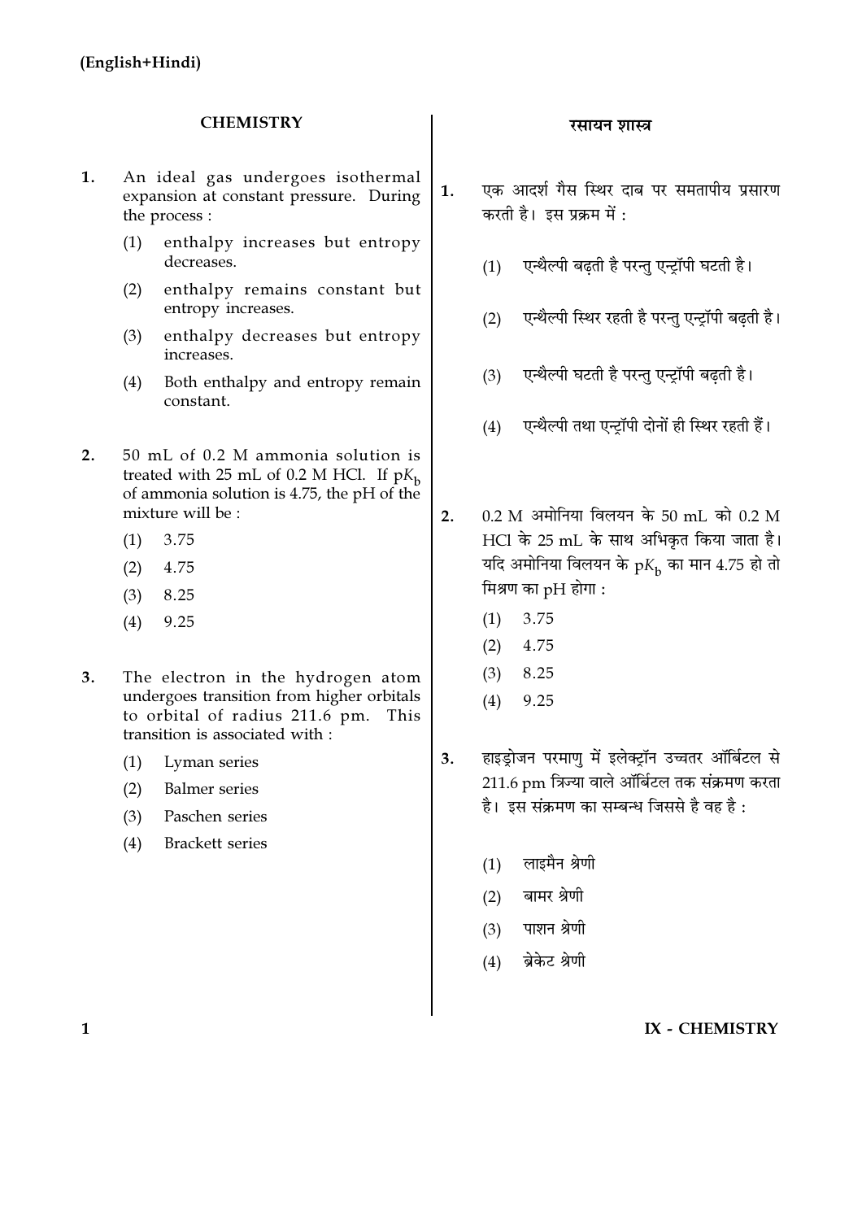(English+Hindi)

## CHEMISTRY

1. An ideal gas undergoes isothermal expansion at constant pressure. During the process :
   (1) enthalpy increases but entropy decreases.
   (2) enthalpy remains constant but entropy increases.
   (3) enthalpy decreases but entropy increases.
   (4) Both enthalpy and entropy remain constant.

2. 50 mL of 0.2 M ammonia solution is treated with 25 mL of 0.2 M HCl. If $pK_b$ of ammonia solution is 4.75, the pH of the mixture will be :
   (1) 3.75
   (2) 4.75
   (3) 8.25
   (4) 9.25

3. The electron in the hydrogen atom undergoes transition from higher orbitals to orbital of radius 211.6 pm. This transition is associated with :
   (1) Lyman series
   (2) Balmer series
   (3) Paschen series
   (4) Brackett series

## रसायन शास्त्र

1. एक आदर्श गैस स्थिर दाब पर समतापीय प्रसारण करती है। इस प्रक्रम में :
   (1) एन्थैल्पी बढ़ती है परन्तु एन्ट्रॉपी घटती है।
   (2) एन्थैल्पी स्थिर रहती है परन्तु एन्ट्रॉपी बढ़ती है।
   (3) एन्थैल्पी घटती है परन्तु एन्ट्रॉपी बढ़ती है।
   (4) एन्थैल्पी तथा एन्ट्रॉपी दोनों ही स्थिर रहती हैं।

2. 0.2 M अमोनिया विलयन के 50 mL को 0.2 M HCl के 25 mL के साथ अभिकृत किया जाता है। यदि अमोनिया विलयन के $pK_b$ का मान 4.75 हो तो मिश्रण का pH होगा :
   (1) 3.75
   (2) 4.75
   (3) 8.25
   (4) 9.25

3. हाइड्रोजन परमाणु में इलेक्ट्रॉन उच्चतर ऑर्बिटल से 211.6 pm त्रिज्या वाले ऑर्बिटल तक संक्रमण करता है। इस संक्रमण का सम्बन्ध जिससे है वह है :
   (1) लाइमैन श्रेणी
   (2) बामर श्रेणी
   (3) पाशन श्रेणी
   (4) ब्रेकेट श्रेणी

IX - CHEMISTRY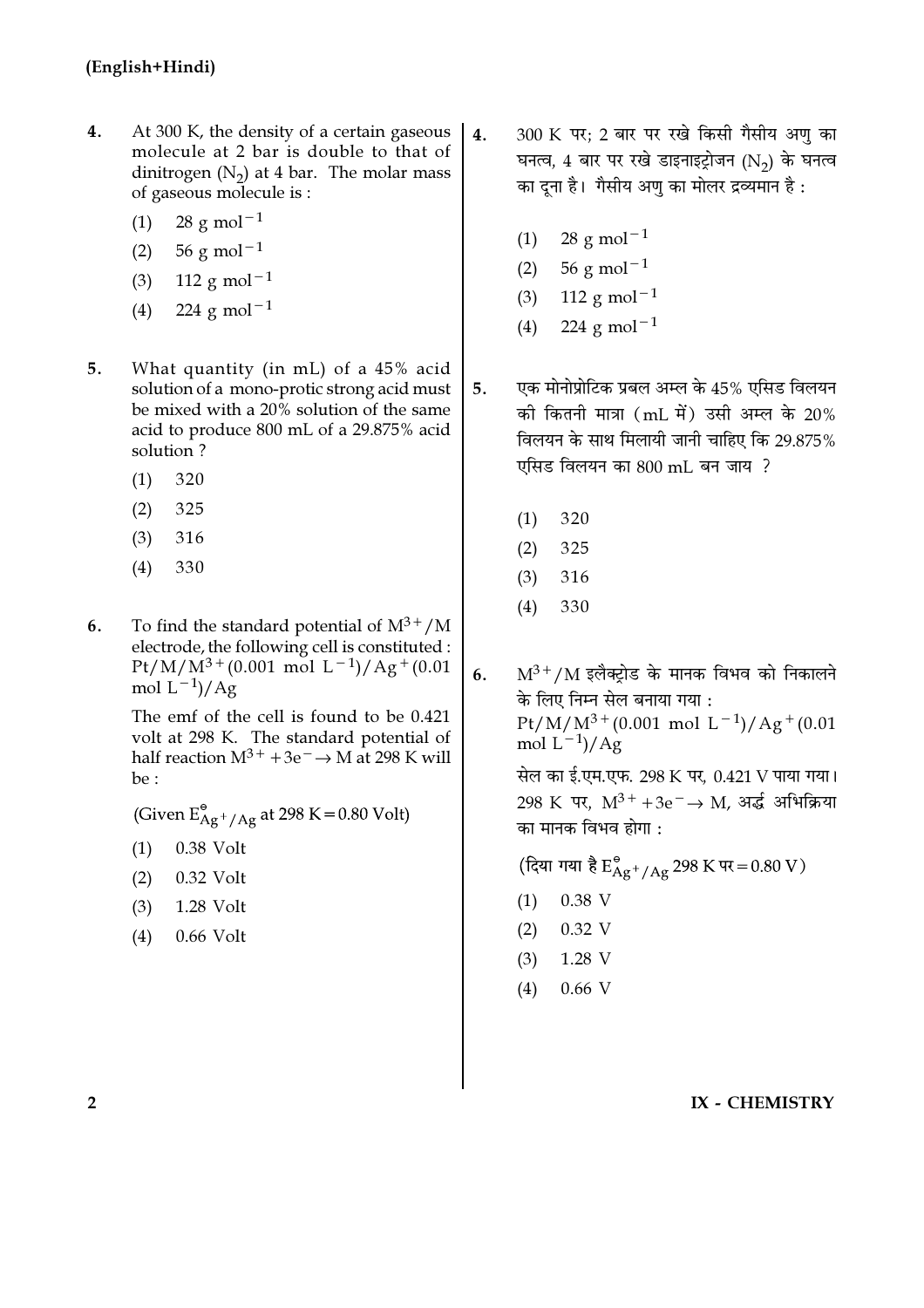4. At 300 K, the density of a certain gaseous molecule at 2 bar is double to that of dinitrogen ($N_2$) at 4 bar. The molar mass of gaseous molecule is :

   (1) 28 g $mol^{-1}$
   (2) 56 g $mol^{-1}$
   (3) 112 g $mol^{-1}$
   (4) 224 g $mol^{-1}$

5. What quantity (in mL) of a 45% acid solution of a mono-protic strong acid must be mixed with a 20% solution of the same acid to produce 800 mL of a 29.875% acid solution ?

   (1) 320
   (2) 325
   (3) 316
   (4) 330

6. To find the standard potential of $M^{3+}/M$ electrode, the following cell is constituted : $Pt/M/M^{3+}$(0.001 mol $L^{-1}$)/$Ag^+$(0.01 mol $L^{-1}$)/Ag

   The emf of the cell is found to be 0.421 volt at 298 K. The standard potential of half reaction $M^{3+} + 3e^- \rightarrow M$ at 298 K will be :

   (Given $E^{\ominus}_{Ag^+/Ag}$ at 298 K = 0.80 Volt)

   (1) 0.38 Volt
   (2) 0.32 Volt
   (3) 1.28 Volt
   (4) 0.66 Volt

4. 300 K पर; 2 बार पर रखे किसी गैसीय अणु का घनत्व, 4 बार पर रखे डाइनाइट्रोजन ($N_2$) के घनत्व का दूना है। गैसीय अणु का मोलर द्रव्यमान है :

   (1) 28 g $mol^{-1}$
   (2) 56 g $mol^{-1}$
   (3) 112 g $mol^{-1}$
   (4) 224 g $mol^{-1}$

5. एक मोनोप्रोटिक प्रबल अम्ल के 45% एसिड विलयन की कितनी मात्रा (mL में) उसी अम्ल के 20% विलयन के साथ मिलायी जानी चाहिए कि 29.875% एसिड विलयन का 800 mL बन जाय ?

   (1) 320
   (2) 325
   (3) 316
   (4) 330

6. $M^{3+}/M$ इलैक्ट्रोड के मानक विभव को निकालने के लिए निम्न सेल बनाया गया :
   $Pt/M/M^{3+}$(0.001 mol $L^{-1}$)/$Ag^+$(0.01 mol $L^{-1}$)/Ag

   सेल का ई.एम.एफ. 298 K पर, 0.421 V पाया गया। 298 K पर, $M^{3+} + 3e^- \rightarrow M$, अर्द्ध अभिक्रिया का मानक विभव होगा :

   (दिया गया है $E^{\ominus}_{Ag^+/Ag}$ 298 K पर = 0.80 V)

   (1) 0.38 V
   (2) 0.32 V
   (3) 1.28 V
   (4) 0.66 V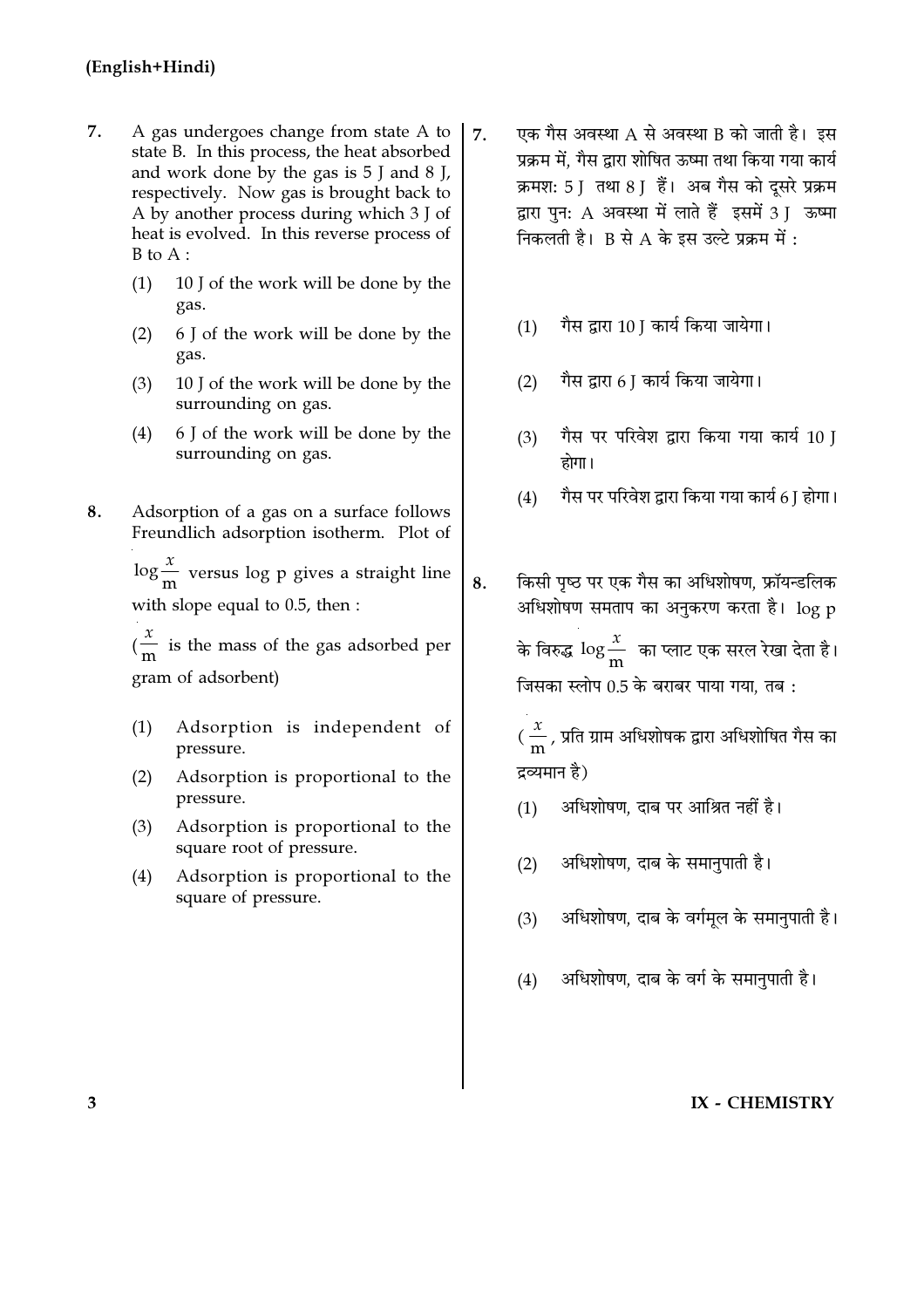7. A gas undergoes change from state A to state B. In this process, the heat absorbed and work done by the gas is 5 J and 8 J, respectively. Now gas is brought back to A by another process during which 3 J of heat is evolved. In this reverse process of B to A :

   (1) 10 J of the work will be done by the gas.

   (2) 6 J of the work will be done by the gas.

   (3) 10 J of the work will be done by the surrounding on gas.

   (4) 6 J of the work will be done by the surrounding on gas.

8. Adsorption of a gas on a surface follows Freundlich adsorption isotherm. Plot of $\log \frac{x}{m}$ versus log p gives a straight line with slope equal to 0.5, then :

   ($\frac{x}{m}$ is the mass of the gas adsorbed per gram of adsorbent)

   (1) Adsorption is independent of pressure.

   (2) Adsorption is proportional to the pressure.

   (3) Adsorption is proportional to the square root of pressure.

   (4) Adsorption is proportional to the square of pressure.

7. एक गैस अवस्था A से अवस्था B को जाती है। इस प्रक्रम में, गैस द्वारा शोषित ऊष्मा तथा किया गया कार्य क्रमशः 5 J तथा 8 J हैं। अब गैस को दूसरे प्रक्रम द्वारा पुनः A अवस्था में लाते हैं इसमें 3 J ऊष्मा निकलती है। B से A के इस उल्टे प्रक्रम में :

   (1) गैस द्वारा 10 J कार्य किया जायेगा।

   (2) गैस द्वारा 6 J कार्य किया जायेगा।

   (3) गैस पर परिवेश द्वारा किया गया कार्य 10 J होगा।

   (4) गैस पर परिवेश द्वारा किया गया कार्य 6 J होगा।

8. किसी पृष्ठ पर एक गैस का अधिशोषण, फ्रॉयन्डलिक अधिशोषण समताप का अनुकरण करता है। log p के विरुद्ध $\log \frac{x}{m}$ का प्लाट एक सरल रेखा देता है। जिसका स्लोप 0.5 के बराबर पाया गया, तब :

   ($\frac{x}{m}$, प्रति ग्राम अधिशोषक द्वारा अधिशोषित गैस का द्रव्यमान है)

   (1) अधिशोषण, दाब पर आश्रित नहीं है।

   (2) अधिशोषण, दाब के समानुपाती है।

   (3) अधिशोषण, दाब के वर्गमूल के समानुपाती है।

   (4) अधिशोषण, दाब के वर्ग के समानुपाती है।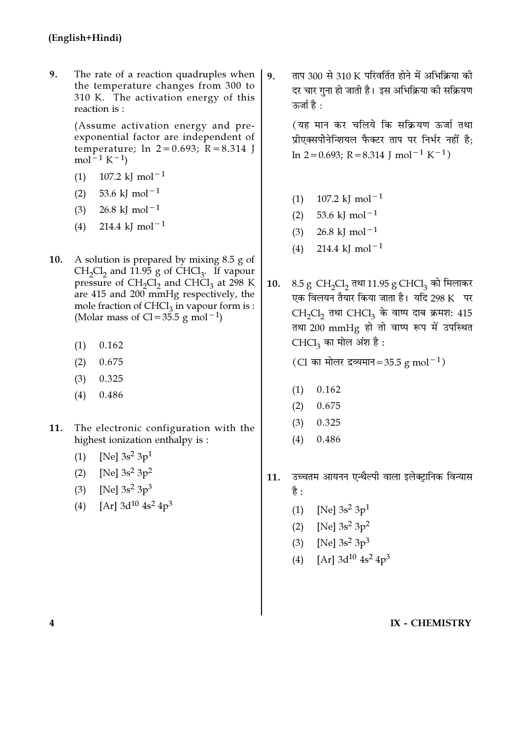9. The rate of a reaction quadruples when the temperature changes from 300 to 310 K. The activation energy of this reaction is :

   (Assume activation energy and pre-exponential factor are independent of temperature; $\ln 2 = 0.693$; $R = 8.314\ J\ mol^{-1}\ K^{-1}$)

   (1) $107.2\ kJ\ mol^{-1}$
   (2) $53.6\ kJ\ mol^{-1}$
   (3) $26.8\ kJ\ mol^{-1}$
   (4) $214.4\ kJ\ mol^{-1}$

10. A solution is prepared by mixing 8.5 g of $CH_2Cl_2$ and 11.95 g of $CHCl_3$. If vapour pressure of $CH_2Cl_2$ and $CHCl_3$ at 298 K are 415 and 200 mmHg respectively, the mole fraction of $CHCl_3$ in vapour form is : (Molar mass of $Cl = 35.5\ g\ mol^{-1}$)

    (1) 0.162
    (2) 0.675
    (3) 0.325
    (4) 0.486

11. The electronic configuration with the highest ionization enthalpy is :

    (1) [Ne] $3s^2\ 3p^1$
    (2) [Ne] $3s^2\ 3p^2$
    (3) [Ne] $3s^2\ 3p^3$
    (4) [Ar] $3d^{10}\ 4s^2\ 4p^3$

9. ताप 300 से 310 K परिवर्तित होने में अभिक्रिया की दर चार गुना हो जाती है। इस अभिक्रिया की सक्रियण ऊर्जा है :

   (यह मान कर चलिये कि सक्रियण ऊर्जा तथा प्रीएक्सपोनेन्शियल फैक्टर ताप पर निर्भर नहीं है; $\ln 2 = 0.693$; $R = 8.314\ J\ mol^{-1}\ K^{-1}$)

   (1) $107.2\ kJ\ mol^{-1}$
   (2) $53.6\ kJ\ mol^{-1}$
   (3) $26.8\ kJ\ mol^{-1}$
   (4) $214.4\ kJ\ mol^{-1}$

10. 8.5 g $CH_2Cl_2$ तथा 11.95 g $CHCl_3$ को मिलाकर एक विलयन तैयार किया जाता है। यदि 298 K पर $CH_2Cl_2$ तथा $CHCl_3$ के वाष्प दाब क्रमश: 415 तथा 200 mmHg हो तो वाष्प रूप में उपस्थित $CHCl_3$ का मोल अंश है :

    (Cl का मोलर द्रव्यमान $= 35.5\ g\ mol^{-1}$)

    (1) 0.162
    (2) 0.675
    (3) 0.325
    (4) 0.486

11. उच्चतम आयनन एन्थैल्पी वाला इलेक्ट्रानिक विन्यास है :

    (1) [Ne] $3s^2\ 3p^1$
    (2) [Ne] $3s^2\ 3p^2$
    (3) [Ne] $3s^2\ 3p^3$
    (4) [Ar] $3d^{10}\ 4s^2\ 4p^3$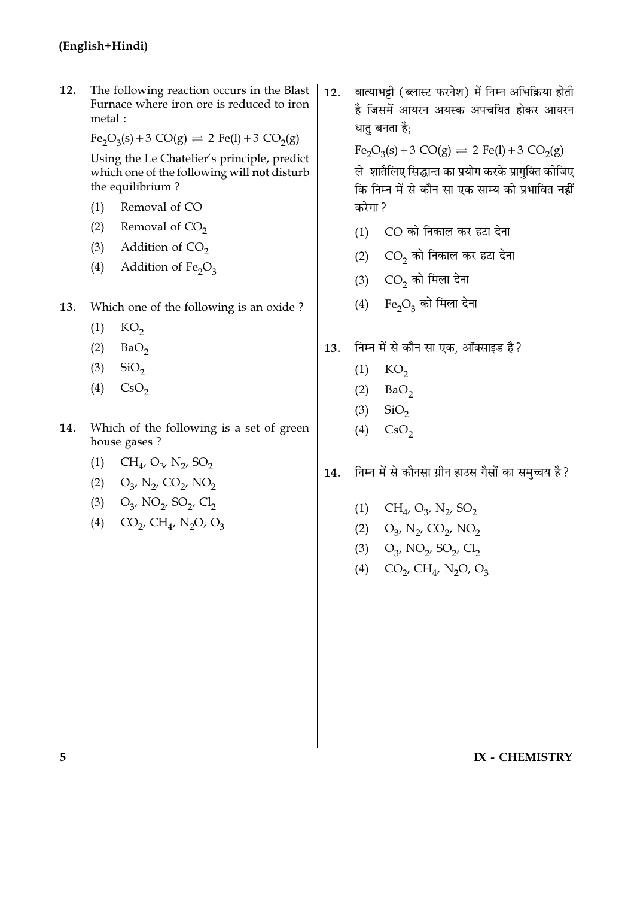**(English+Hindi)**

12. The following reaction occurs in the Blast Furnace where iron ore is reduced to iron metal :

    $Fe_2O_3(s) + 3\ CO(g) \rightleftharpoons 2\ Fe(l) + 3\ CO_2(g)$

    Using the Le Chatelier's principle, predict which one of the following will **not** disturb the equilibrium ?

    (1) Removal of CO
    (2) Removal of $CO_2$
    (3) Addition of $CO_2$
    (4) Addition of $Fe_2O_3$

13. Which one of the following is an oxide ?

    (1) $KO_2$
    (2) $BaO_2$
    (3) $SiO_2$
    (4) $CsO_2$

14. Which of the following is a set of green house gases ?

    (1) $CH_4$, $O_3$, $N_2$, $SO_2$
    (2) $O_3$, $N_2$, $CO_2$, $NO_2$
    (3) $O_3$, $NO_2$, $SO_2$, $Cl_2$
    (4) $CO_2$, $CH_4$, $N_2O$, $O_3$

12. वात्याभट्टी (ब्लास्ट फरनेश) में निम्न अभिक्रिया होती है जिसमें आयरन अयस्क अपचयित होकर आयरन धातु बनता है;

    $Fe_2O_3(s) + 3\ CO(g) \rightleftharpoons 2\ Fe(l) + 3\ CO_2(g)$

    ले-शातैलिए सिद्धान्त का प्रयोग करके प्रागुक्ति कीजिए कि निम्न में से कौन सा एक साम्य को प्रभावित **नहीं** करेगा ?

    (1) CO को निकाल कर हटा देना
    (2) $CO_2$ को निकाल कर हटा देना
    (3) $CO_2$ को मिला देना
    (4) $Fe_2O_3$ को मिला देना

13. निम्न में से कौन सा एक, ऑक्साइड है ?

    (1) $KO_2$
    (2) $BaO_2$
    (3) $SiO_2$
    (4) $CsO_2$

14. निम्न में से कौनसा ग्रीन हाउस गैसों का समुच्चय है ?

    (1) $CH_4$, $O_3$, $N_2$, $SO_2$
    (2) $O_3$, $N_2$, $CO_2$, $NO_2$
    (3) $O_3$, $NO_2$, $SO_2$, $Cl_2$
    (4) $CO_2$, $CH_4$, $N_2O$, $O_3$

IX - CHEMISTRY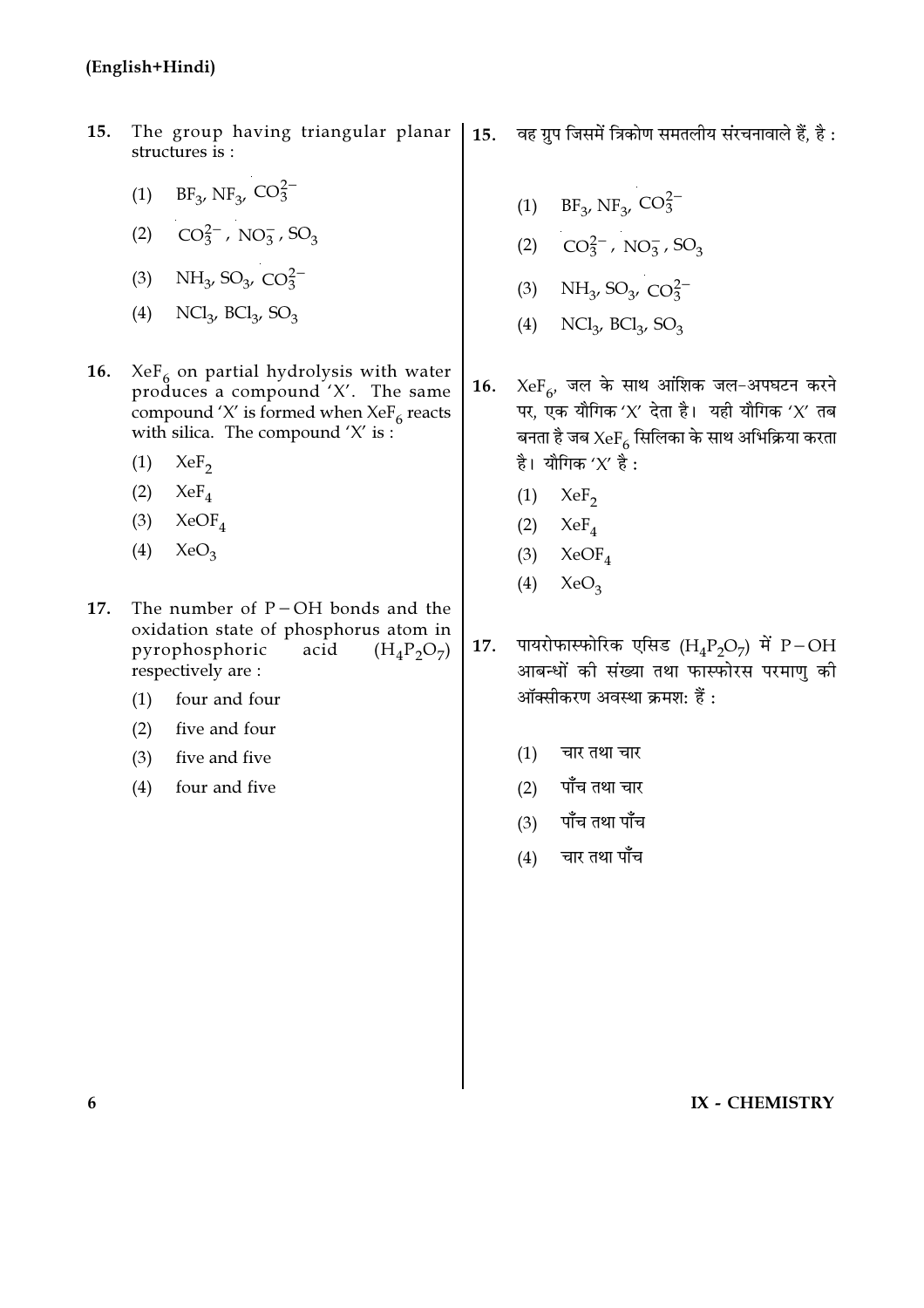15. The group having triangular planar structures is :

(1) $BF_3$, $NF_3$, $CO_3^{2-}$

(2) $CO_3^{2-}$ , $NO_3^-$ , $SO_3$

(3) $NH_3$, $SO_3$, $CO_3^{2-}$

(4) $NCl_3$, $BCl_3$, $SO_3$

16. $XeF_6$ on partial hydrolysis with water produces a compound 'X'. The same compound 'X' is formed when $XeF_6$ reacts with silica. The compound 'X' is :

(1) $XeF_2$

(2) $XeF_4$

(3) $XeOF_4$

(4) $XeO_3$

17. The number of P – OH bonds and the oxidation state of phosphorus atom in pyrophosphoric acid ($H_4P_2O_7$) respectively are :

(1) four and four

(2) five and four

(3) five and five

(4) four and five

15. वह ग्रुप जिसमें त्रिकोण समतलीय संरचनावाले हैं, है :

(1) $BF_3$, $NF_3$, $CO_3^{2-}$

(2) $CO_3^{2-}$ , $NO_3^-$ , $SO_3$

(3) $NH_3$, $SO_3$, $CO_3^{2-}$

(4) $NCl_3$, $BCl_3$, $SO_3$

16. $XeF_6$, जल के साथ आंशिक जल-अपघटन करने पर, एक यौगिक 'X' देता है। यही यौगिक 'X' तब बनता है जब $XeF_6$ सिलिका के साथ अभिक्रिया करता है। यौगिक 'X' है :

(1) $XeF_2$

(2) $XeF_4$

(3) $XeOF_4$

(4) $XeO_3$

17. पायरोफास्फोरिक एसिड ($H_4P_2O_7$) में P – OH आबन्धों की संख्या तथा फास्फोरस परमाणु की ऑक्सीकरण अवस्था क्रमश: हैं :

(1) चार तथा चार

(2) पाँच तथा चार

(3) पाँच तथा पाँच

(4) चार तथा पाँच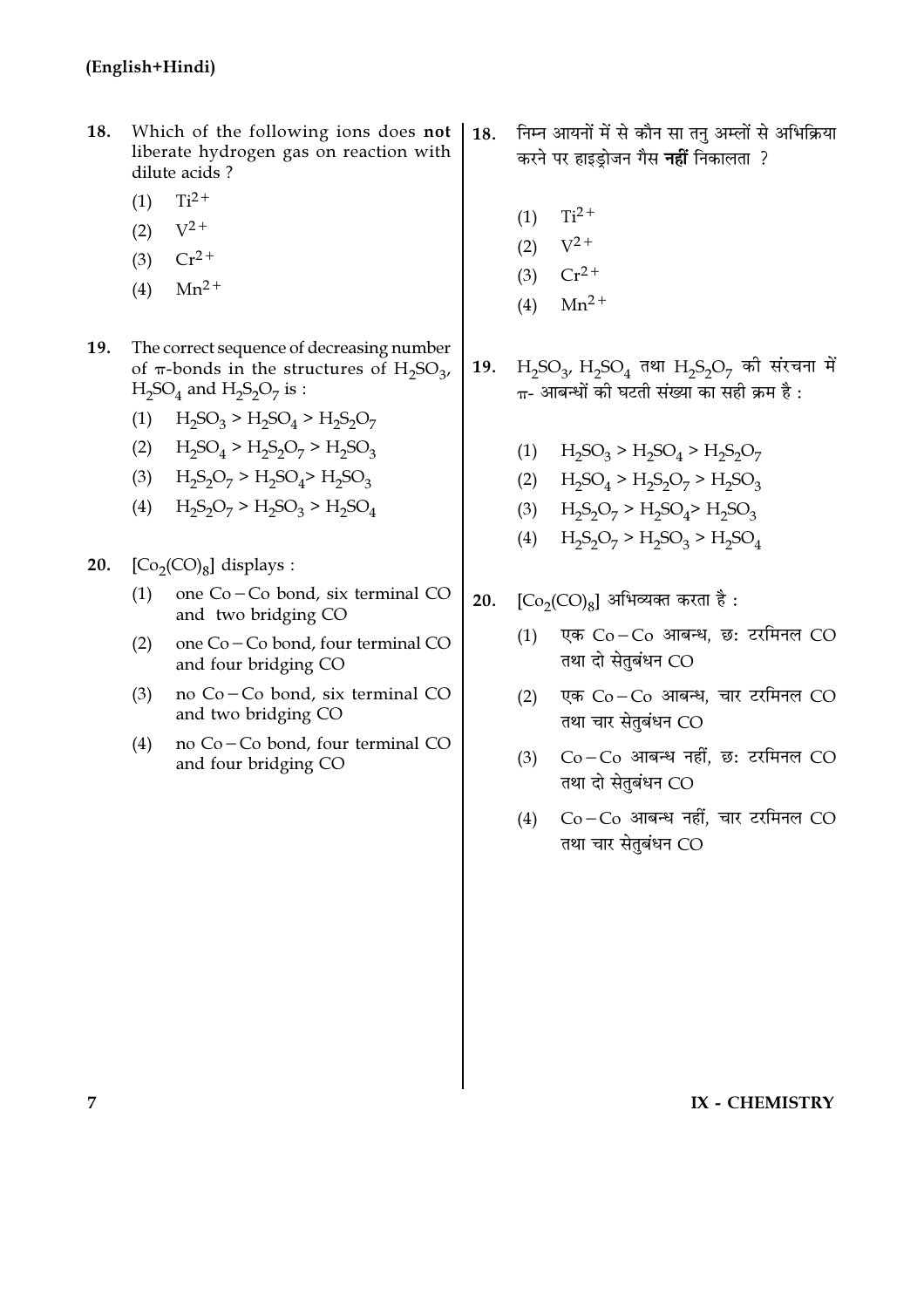18. Which of the following ions does **not** liberate hydrogen gas on reaction with dilute acids ?

    (1) $Ti^{2+}$

    (2) $V^{2+}$

    (3) $Cr^{2+}$

    (4) $Mn^{2+}$

19. The correct sequence of decreasing number of $\pi$-bonds in the structures of $H_2SO_3$, $H_2SO_4$ and $H_2S_2O_7$ is :

    (1) $H_2SO_3 > H_2SO_4 > H_2S_2O_7$

    (2) $H_2SO_4 > H_2S_2O_7 > H_2SO_3$

    (3) $H_2S_2O_7 > H_2SO_4 > H_2SO_3$

    (4) $H_2S_2O_7 > H_2SO_3 > H_2SO_4$

20. $[Co_2(CO)_8]$ displays :

    (1) one Co – Co bond, six terminal CO and two bridging CO

    (2) one Co – Co bond, four terminal CO and four bridging CO

    (3) no Co – Co bond, six terminal CO and two bridging CO

    (4) no Co – Co bond, four terminal CO and four bridging CO

18. निम्न आयनों में से कौन सा तनु अम्लों से अभिक्रिया करने पर हाइड्रोजन गैस **नहीं** निकालता ?

    (1) $Ti^{2+}$

    (2) $V^{2+}$

    (3) $Cr^{2+}$

    (4) $Mn^{2+}$

19. $H_2SO_3$, $H_2SO_4$ तथा $H_2S_2O_7$ की संरचना में $\pi$- आबन्धों की घटती संख्या का सही क्रम है :

    (1) $H_2SO_3 > H_2SO_4 > H_2S_2O_7$

    (2) $H_2SO_4 > H_2S_2O_7 > H_2SO_3$

    (3) $H_2S_2O_7 > H_2SO_4 > H_2SO_3$

    (4) $H_2S_2O_7 > H_2SO_3 > H_2SO_4$

20. $[Co_2(CO)_8]$ अभिव्यक्त करता है :

    (1) एक Co – Co आबन्ध, छः टरमिनल CO तथा दो सेतुबंधन CO

    (2) एक Co – Co आबन्ध, चार टरमिनल CO तथा चार सेतुबंधन CO

    (3) Co – Co आबन्ध नहीं, छः टरमिनल CO तथा दो सेतुबंधन CO

    (4) Co – Co आबन्ध नहीं, चार टरमिनल CO तथा चार सेतुबंधन CO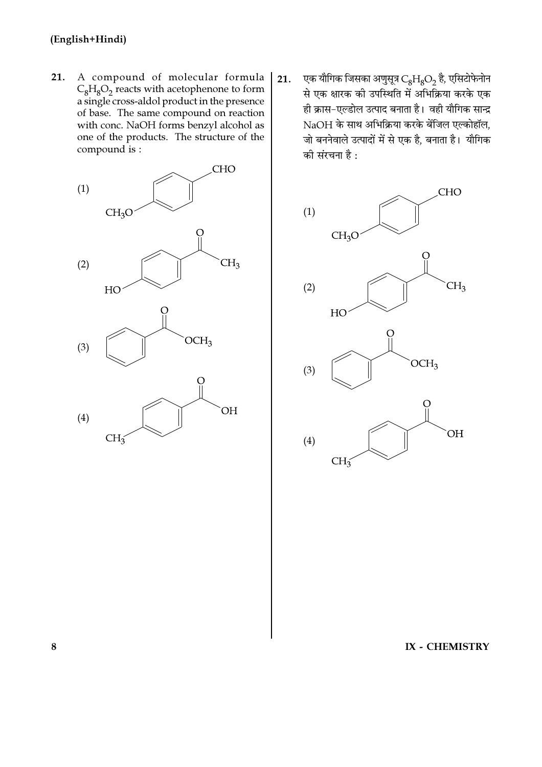(English+Hindi)

21. A compound of molecular formula $C_8H_8O_2$ reacts with acetophenone to form a single cross-aldol product in the presence of base. The same compound on reaction with conc. NaOH forms benzyl alcohol as one of the products. The structure of the compound is :

(1) $CH_3O-C_6H_4-CHO$ (para)

(2) $HO-C_6H_4-COCH_3$ (para)

(3) $C_6H_5-COOCH_3$

(4) $CH_3-C_6H_4-COOH$ (para)

21. एक यौगिक जिसका अणुसूत्र $C_8H_8O_2$ है, एसिटोफेनोन से एक क्षारक की उपस्थिति में अभिक्रिया करके एक ही क्रास-एल्डोल उत्पाद बनाता है। वही यौगिक सान्द्र NaOH के साथ अभिक्रिया करके बेंजिल एल्कोहॉल, जो बननेवाले उत्पादों में से एक है, बनाता है। यौगिक की संरचना है :

(1) $CH_3O-C_6H_4-CHO$ (para)

(2) $HO-C_6H_4-COCH_3$ (para)

(3) $C_6H_5-COOCH_3$

(4) $CH_3-C_6H_4-COOH$ (para)

IX - CHEMISTRY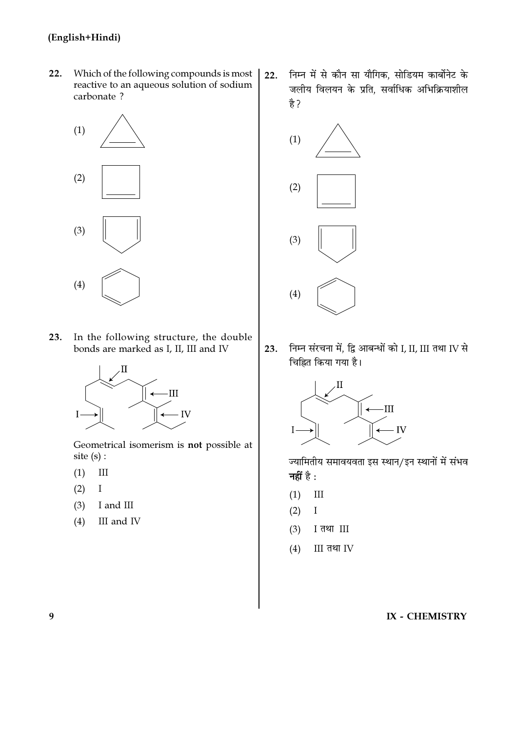**22.** Which of the following compounds is most reactive to an aqueous solution of sodium carbonate ?

(1)

(2)

(3)

(4)

**23.** In the following structure, the double bonds are marked as I, II, III and IV

Geometrical isomerism is **not** possible at site (s) :

(1) III

(2) I

(3) I and III

(4) III and IV

**22.** निम्न में से कौन सा यौगिक, सोडियम कार्बोनेट के जलीय विलयन के प्रति, सर्वाधिक अभिक्रियाशील है?

(1)

(2)

(3)

(4)

**23.** निम्न संरचना में, द्वि आबन्धों को I, II, III तथा IV से चिह्नित किया गया है।

ज्यामितीय समावयवता इस स्थान/इन स्थानों में संभव **नहीं** है :

(1) III

(2) I

(3) I तथा III

(4) III तथा IV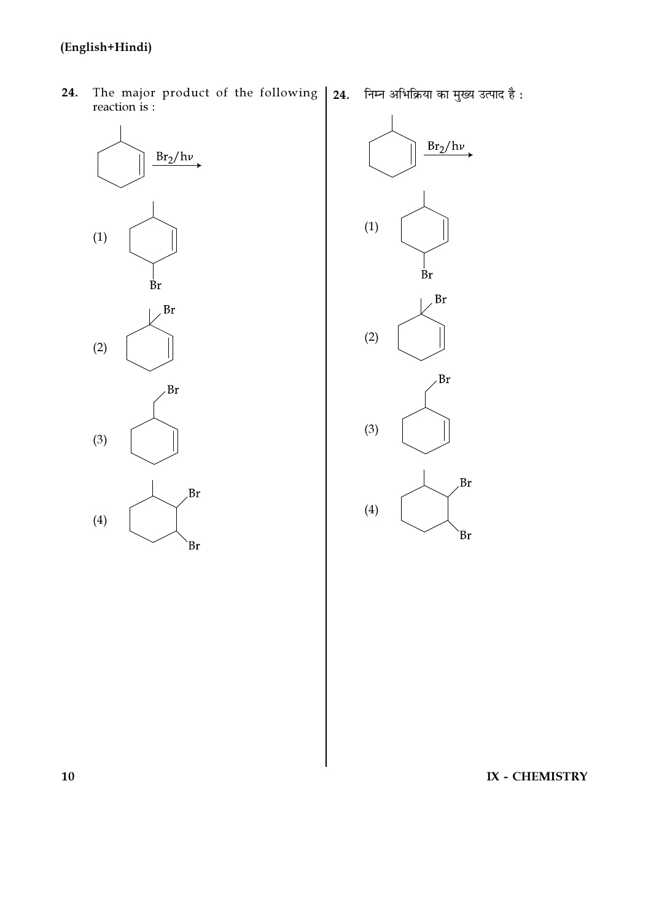**24.** The major product of the following reaction is :

$\xrightarrow{Br_2/h\nu}$

(1)

(2)

(3)

(4)

**24.** निम्न अभिक्रिया का मुख्य उत्पाद है :

$\xrightarrow{Br_2/h\nu}$

(1)

(2)

(3)

(4)

IX - CHEMISTRY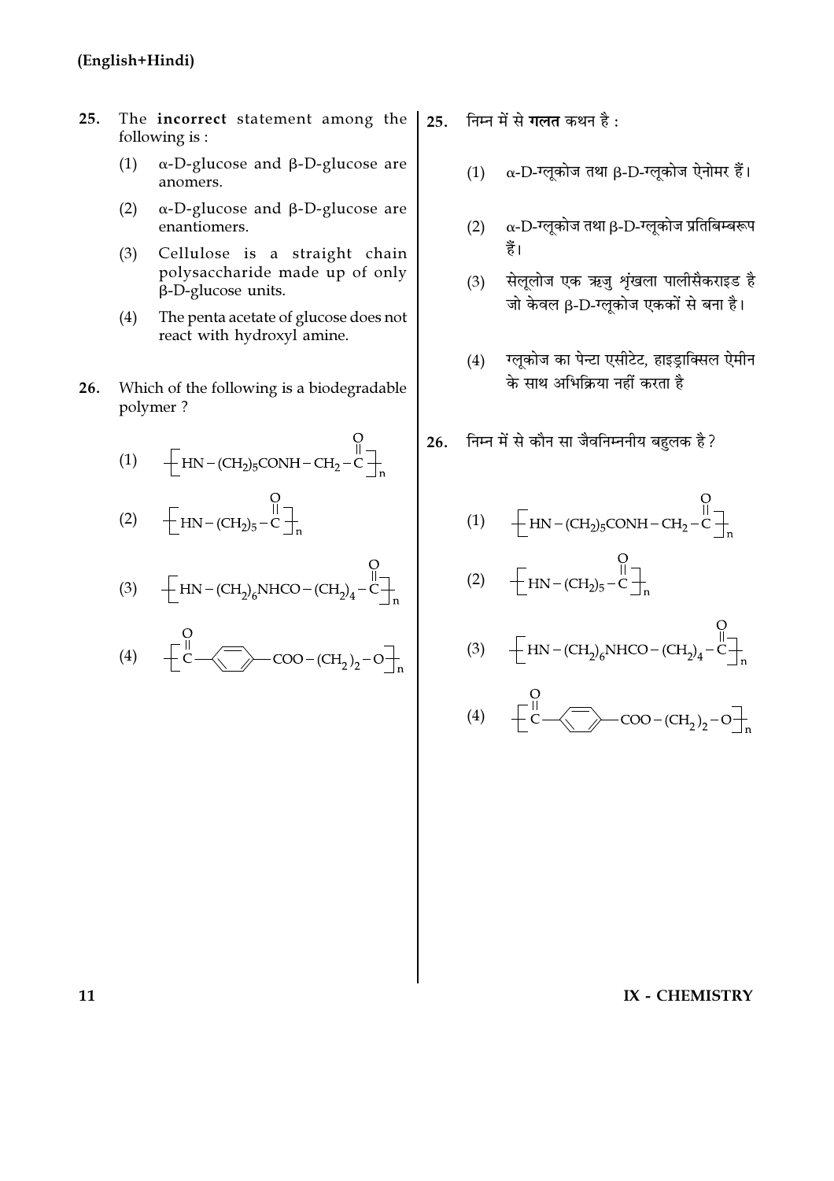(English+Hindi)

25. The **incorrect** statement among the following is :

(1) α-D-glucose and β-D-glucose are anomers.

(2) α-D-glucose and β-D-glucose are enantiomers.

(3) Cellulose is a straight chain polysaccharide made up of only β-D-glucose units.

(4) The penta acetate of glucose does not react with hydroxyl amine.

26. Which of the following is a biodegradable polymer ?

(1) $\left[ HN-(CH_2)_5CONH-CH_2-\overset{O}{\overset{\|}{C}} \right]_n$

(2) $\left[ HN-(CH_2)_5-\overset{O}{\overset{\|}{C}} \right]_n$

(3) $\left[ HN-(CH_2)_6NHCO-(CH_2)_4-\overset{O}{\overset{\|}{C}} \right]_n$

(4) $\left[ \overset{O}{\overset{\|}{C}}-C_6H_4-COO-(CH_2)_2-O \right]_n$

25. निम्न में से **गलत** कथन है :

(1) α-D-ग्लूकोज तथा β-D-ग्लूकोज ऐनोमर हैं।

(2) α-D-ग्लूकोज तथा β-D-ग्लूकोज प्रतिबिम्बरूप हैं।

(3) सेलूलोज एक ऋजु शृंखला पालीसैकराइड है जो केवल β-D-ग्लूकोज एककों से बना है।

(4) ग्लूकोज का पेन्टा एसीटेट, हाइड्राक्सिल ऐमीन के साथ अभिक्रिया नहीं करता है

26. निम्न में से कौन सा जैवनिम्ननीय बहुलक है ?

(1) $\left[ HN-(CH_2)_5CONH-CH_2-\overset{O}{\overset{\|}{C}} \right]_n$

(2) $\left[ HN-(CH_2)_5-\overset{O}{\overset{\|}{C}} \right]_n$

(3) $\left[ HN-(CH_2)_6NHCO-(CH_2)_4-\overset{O}{\overset{\|}{C}} \right]_n$

(4) $\left[ \overset{O}{\overset{\|}{C}}-C_6H_4-COO-(CH_2)_2-O \right]_n$

IX - CHEMISTRY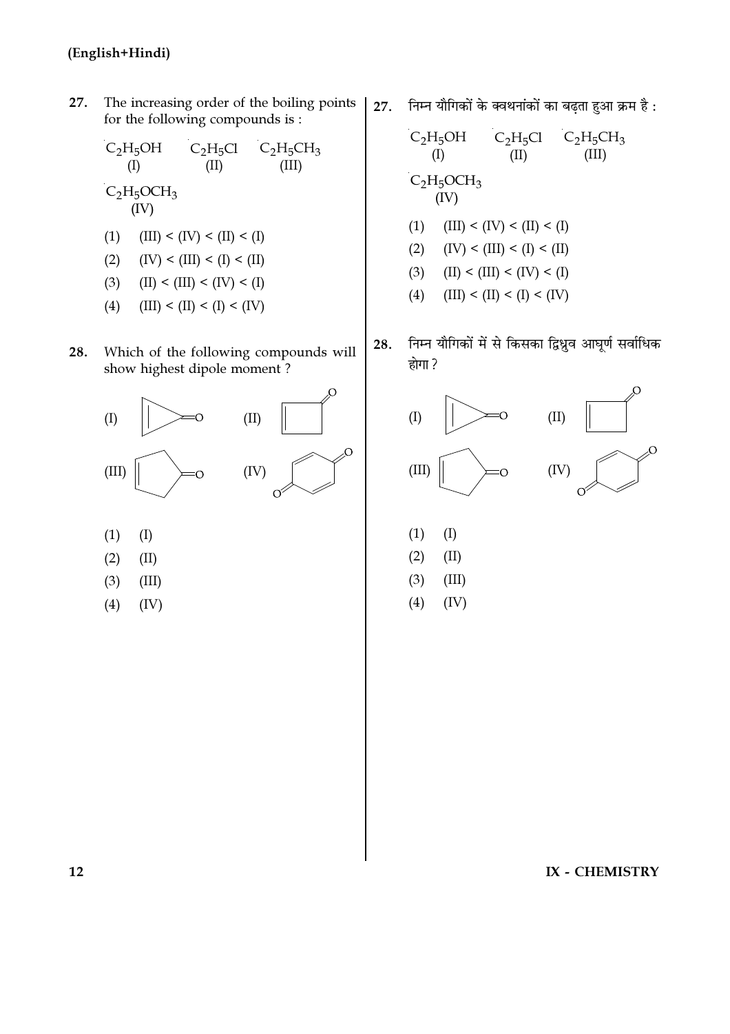(English+Hindi)

27. The increasing order of the boiling points for the following compounds is :

$C_2H_5OH$ (I) $C_2H_5Cl$ (II) $C_2H_5CH_3$ (III) $C_2H_5OCH_3$ (IV)

(1) (III) < (IV) < (II) < (I)
(2) (IV) < (III) < (I) < (II)
(3) (II) < (III) < (IV) < (I)
(4) (III) < (II) < (I) < (IV)

28. Which of the following compounds will show highest dipole moment ?

(I) (II) (III) (IV)

(1) (I)
(2) (II)
(3) (III)
(4) (IV)

27. निम्न यौगिकों के क्वथनांकों का बढ़ता हुआ क्रम है :

$C_2H_5OH$ (I) $C_2H_5Cl$ (II) $C_2H_5CH_3$ (III) $C_2H_5OCH_3$ (IV)

(1) (III) < (IV) < (II) < (I)
(2) (IV) < (III) < (I) < (II)
(3) (II) < (III) < (IV) < (I)
(4) (III) < (II) < (I) < (IV)

28. निम्न यौगिकों में से किसका द्विध्रुव आघूर्ण सर्वाधिक होगा ?

(I) (II) (III) (IV)

(1) (I)
(2) (II)
(3) (III)
(4) (IV)

IX - CHEMISTRY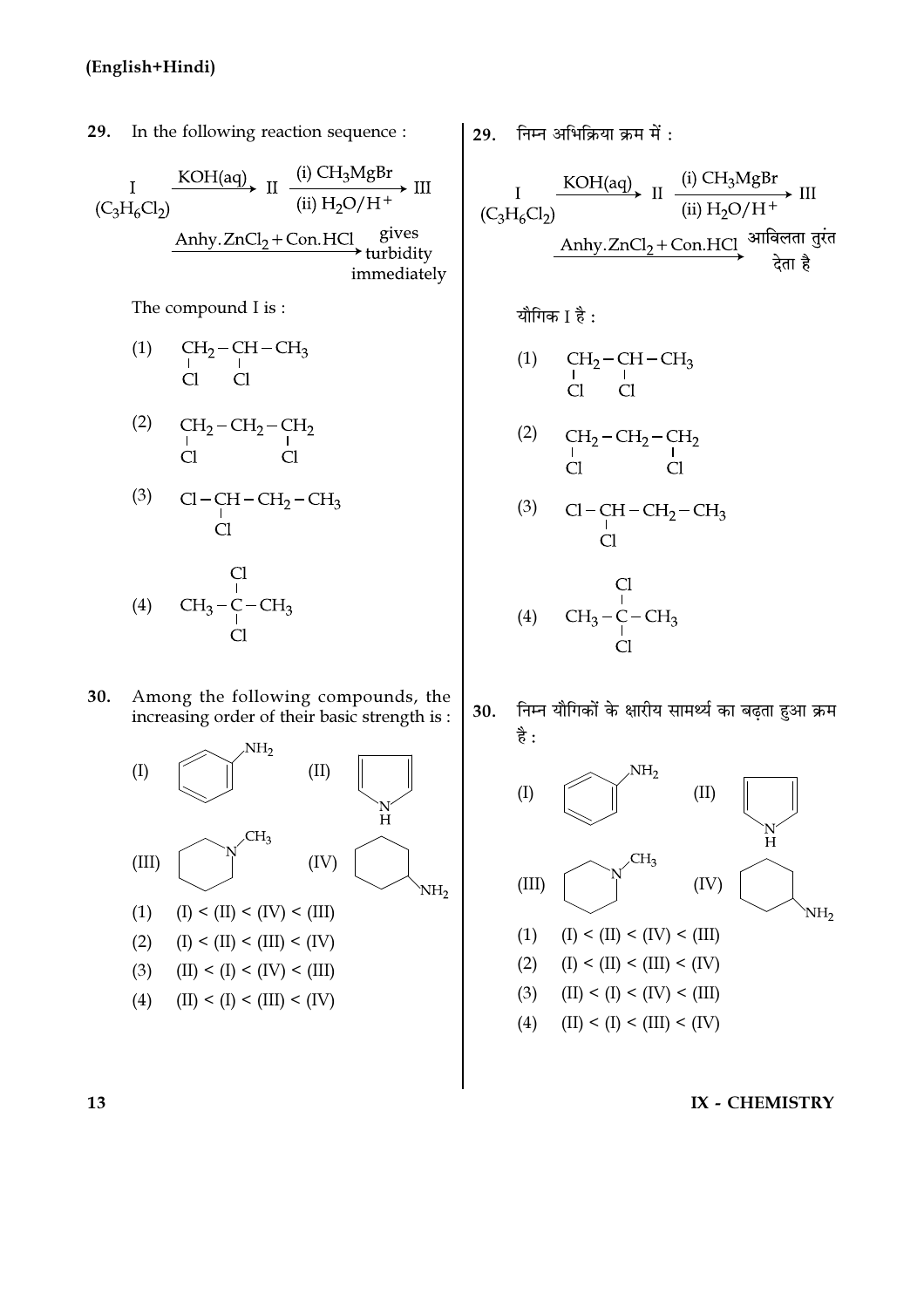(English+Hindi)

**29.** In the following reaction sequence :

$$\underset{(C_3H_6Cl_2)}{I} \xrightarrow{KOH(aq)} II \xrightarrow[\text{(ii) } H_2O/H^+]{\text{(i) } CH_3MgBr} III \xrightarrow{\text{Anhy.}ZnCl_2 + \text{Con.}HCl} \text{gives turbidity immediately}$$

The compound I is :

(1) $\underset{Cl}{CH_2} - \underset{Cl}{CH} - CH_3$

(2) $\underset{Cl}{CH_2} - CH_2 - \underset{Cl}{CH_2}$

(3) $Cl - \underset{Cl}{CH} - CH_2 - CH_3$

(4) $CH_3 - \overset{Cl}{\underset{Cl}{C}} - CH_3$

**29.** निम्न अभिक्रिया क्रम में :

$$\underset{(C_3H_6Cl_2)}{I} \xrightarrow{KOH(aq)} II \xrightarrow[\text{(ii) } H_2O/H^+]{\text{(i) } CH_3MgBr} III \xrightarrow{\text{Anhy.}ZnCl_2 + \text{Con.}HCl} \text{आविलता तुरंत देता है}$$

यौगिक I है :

(1) $\underset{Cl}{CH_2} - \underset{Cl}{CH} - CH_3$

(2) $\underset{Cl}{CH_2} - CH_2 - \underset{Cl}{CH_2}$

(3) $Cl - \underset{Cl}{CH} - CH_2 - CH_3$

(4) $CH_3 - \overset{Cl}{\underset{Cl}{C}} - CH_3$

**30.** Among the following compounds, the increasing order of their basic strength is :

(I) Aniline ($C_6H_5NH_2$) (II) Pyrrole (N–H)

(III) N-Methylpiperidine (N–$CH_3$) (IV) Cyclohexylamine ($C_6H_{11}NH_2$)

(1) (I) < (II) < (IV) < (III)

(2) (I) < (II) < (III) < (IV)

(3) (II) < (I) < (IV) < (III)

(4) (II) < (I) < (III) < (IV)

**30.** निम्न यौगिकों के क्षारीय सामर्थ्य का बढ़ता हुआ क्रम है :

(I) Aniline ($C_6H_5NH_2$) (II) Pyrrole (N–H)

(III) N-Methylpiperidine (N–$CH_3$) (IV) Cyclohexylamine ($C_6H_{11}NH_2$)

(1) (I) < (II) < (IV) < (III)

(2) (I) < (II) < (III) < (IV)

(3) (II) < (I) < (IV) < (III)

(4) (II) < (I) < (III) < (IV)

IX - CHEMISTRY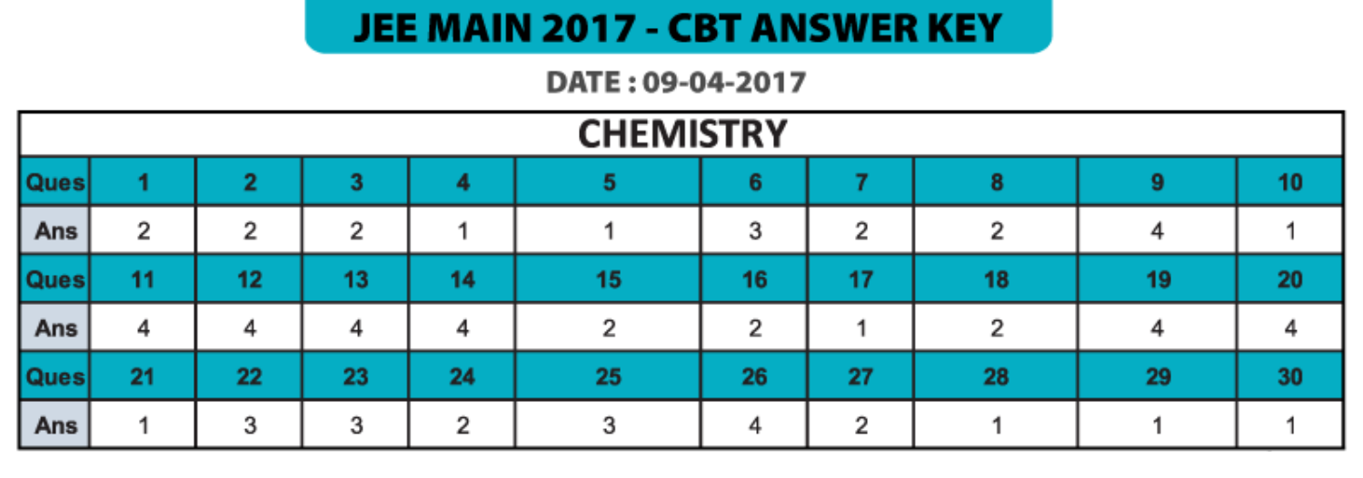# JEE MAIN 2017 - CBT ANSWER KEY

**DATE : 09-04-2017**

| CHEMISTRY | | | | | | | | | | |
|---|---|---|---|---|---|---|---|---|---|---|
| **Ques** | 1 | 2 | 3 | 4 | 5 | 6 | 7 | 8 | 9 | 10 |
| **Ans** | 2 | 2 | 2 | 1 | 1 | 3 | 2 | 2 | 4 | 1 |
| **Ques** | 11 | 12 | 13 | 14 | 15 | 16 | 17 | 18 | 19 | 20 |
| **Ans** | 4 | 4 | 4 | 4 | 2 | 2 | 1 | 2 | 4 | 4 |
| **Ques** | 21 | 22 | 23 | 24 | 25 | 26 | 27 | 28 | 29 | 30 |
| **Ans** | 1 | 3 | 3 | 2 | 3 | 4 | 2 | 1 | 1 | 1 |